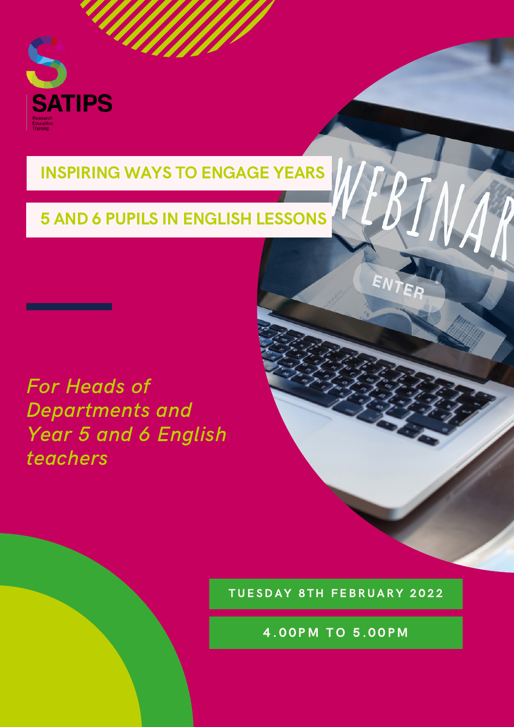SATIPS

Research
Education
Training

# INSPIRING WAYS TO ENGAGE YEARS 5 AND 6 PUPILS IN ENGLISH LESSONS

WEBINAR

*For Heads of Departments and Year 5 and 6 English teachers*

**TUESDAY 8TH FEBRUARY 2022**

**4.00PM TO 5.00PM**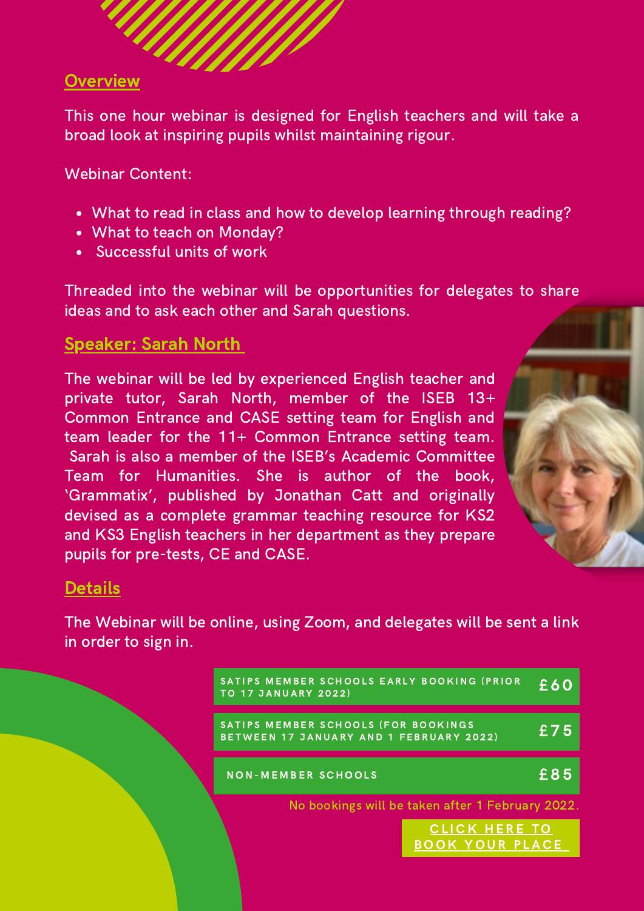## Overview

This one hour webinar is designed for English teachers and will take a broad look at inspiring pupils whilst maintaining rigour.

Webinar Content:

- What to read in class and how to develop learning through reading?
- What to teach on Monday?
- Successful units of work

Threaded into the webinar will be opportunities for delegates to share ideas and to ask each other and Sarah questions.

## Speaker: Sarah North

The webinar will be led by experienced English teacher and private tutor, Sarah North, member of the ISEB 13+ Common Entrance and CASE setting team for English and team leader for the 11+ Common Entrance setting team. Sarah is also a member of the ISEB's Academic Committee Team for Humanities. She is author of the book, 'Grammatix', published by Jonathan Catt and originally devised as a complete grammar teaching resource for KS2 and KS3 English teachers in her department as they prepare pupils for pre-tests, CE and CASE.

## Details

The Webinar will be online, using Zoom, and delegates will be sent a link in order to sign in.

| | |
|---|---|
| SATIPS MEMBER SCHOOLS EARLY BOOKING (PRIOR TO 17 JANUARY 2022) | £60 |
| SATIPS MEMBER SCHOOLS (FOR BOOKINGS BETWEEN 17 JANUARY AND 1 FEBRUARY 2022) | £75 |
| NON-MEMBER SCHOOLS | £85 |

No bookings will be taken after 1 February 2022.

CLICK HERE TO BOOK YOUR PLACE